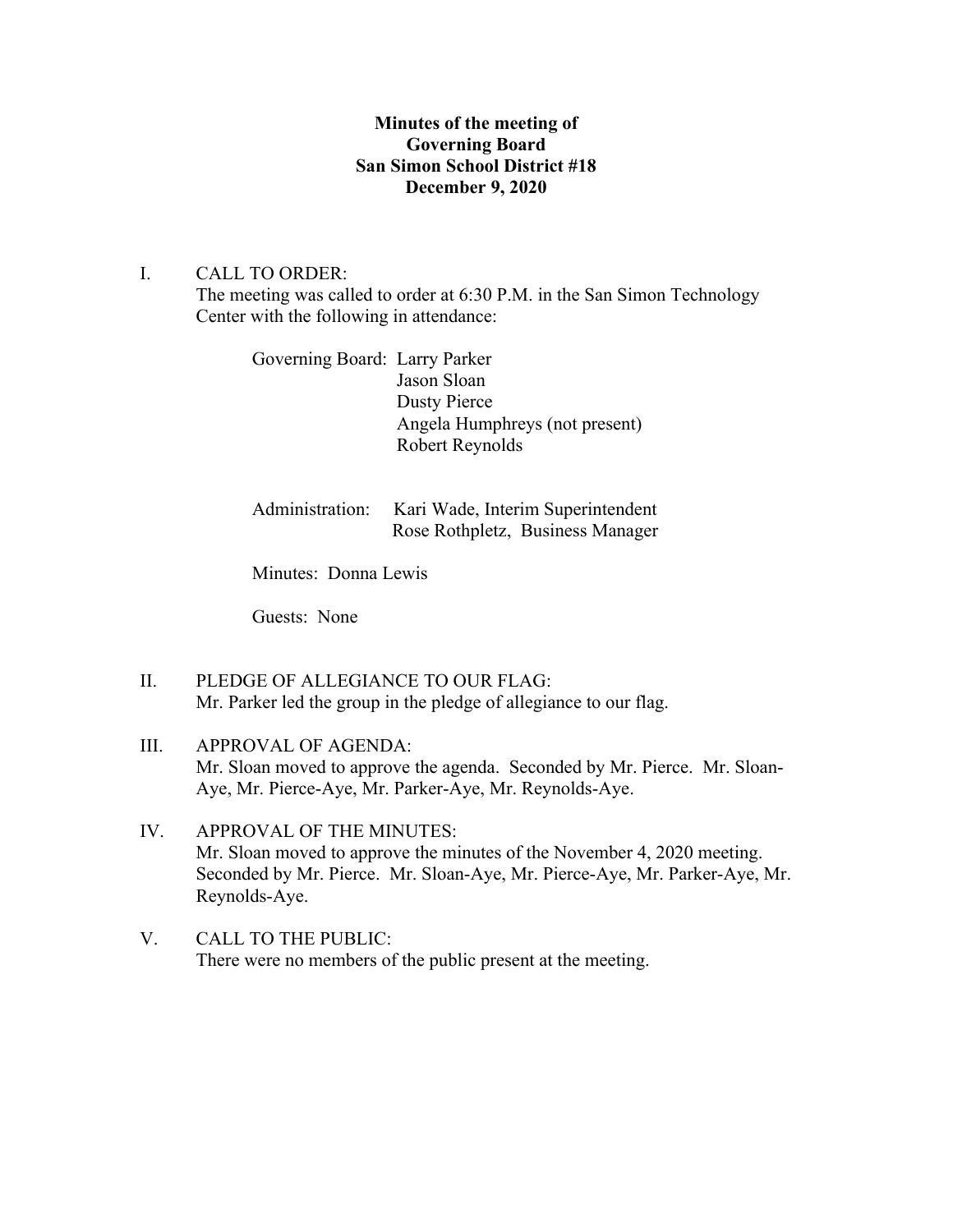**Minutes of the meeting of**
**Governing Board**
**San Simon School District #18**
**December 9, 2020**

I. CALL TO ORDER:
The meeting was called to order at 6:30 P.M. in the San Simon Technology Center with the following in attendance:

Governing Board: Larry Parker
Jason Sloan
Dusty Pierce
Angela Humphreys (not present)
Robert Reynolds

Administration: Kari Wade, Interim Superintendent
Rose Rothpletz, Business Manager

Minutes: Donna Lewis

Guests: None

II. PLEDGE OF ALLEGIANCE TO OUR FLAG:
Mr. Parker led the group in the pledge of allegiance to our flag.

III. APPROVAL OF AGENDA:
Mr. Sloan moved to approve the agenda. Seconded by Mr. Pierce. Mr. Sloan-Aye, Mr. Pierce-Aye, Mr. Parker-Aye, Mr. Reynolds-Aye.

IV. APPROVAL OF THE MINUTES:
Mr. Sloan moved to approve the minutes of the November 4, 2020 meeting. Seconded by Mr. Pierce. Mr. Sloan-Aye, Mr. Pierce-Aye, Mr. Parker-Aye, Mr. Reynolds-Aye.

V. CALL TO THE PUBLIC:
There were no members of the public present at the meeting.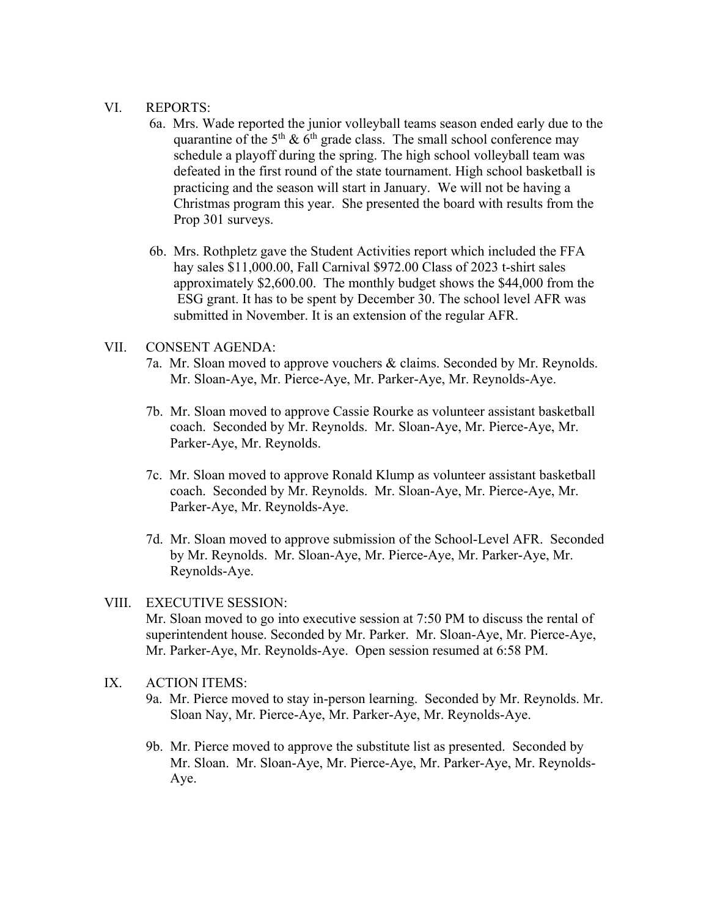VI. REPORTS:

6a. Mrs. Wade reported the junior volleyball teams season ended early due to the quarantine of the 5th & 6th grade class. The small school conference may schedule a playoff during the spring. The high school volleyball team was defeated in the first round of the state tournament. High school basketball is practicing and the season will start in January. We will not be having a Christmas program this year. She presented the board with results from the Prop 301 surveys.

6b. Mrs. Rothpletz gave the Student Activities report which included the FFA hay sales $11,000.00, Fall Carnival $972.00 Class of 2023 t-shirt sales approximately $2,600.00. The monthly budget shows the $44,000 from the ESG grant. It has to be spent by December 30. The school level AFR was submitted in November. It is an extension of the regular AFR.

VII. CONSENT AGENDA:

7a. Mr. Sloan moved to approve vouchers & claims. Seconded by Mr. Reynolds. Mr. Sloan-Aye, Mr. Pierce-Aye, Mr. Parker-Aye, Mr. Reynolds-Aye.

7b. Mr. Sloan moved to approve Cassie Rourke as volunteer assistant basketball coach. Seconded by Mr. Reynolds. Mr. Sloan-Aye, Mr. Pierce-Aye, Mr. Parker-Aye, Mr. Reynolds.

7c. Mr. Sloan moved to approve Ronald Klump as volunteer assistant basketball coach. Seconded by Mr. Reynolds. Mr. Sloan-Aye, Mr. Pierce-Aye, Mr. Parker-Aye, Mr. Reynolds-Aye.

7d. Mr. Sloan moved to approve submission of the School-Level AFR. Seconded by Mr. Reynolds. Mr. Sloan-Aye, Mr. Pierce-Aye, Mr. Parker-Aye, Mr. Reynolds-Aye.

VIII. EXECUTIVE SESSION:

Mr. Sloan moved to go into executive session at 7:50 PM to discuss the rental of superintendent house. Seconded by Mr. Parker. Mr. Sloan-Aye, Mr. Pierce-Aye, Mr. Parker-Aye, Mr. Reynolds-Aye. Open session resumed at 6:58 PM.

IX. ACTION ITEMS:

9a. Mr. Pierce moved to stay in-person learning. Seconded by Mr. Reynolds. Mr. Sloan Nay, Mr. Pierce-Aye, Mr. Parker-Aye, Mr. Reynolds-Aye.

9b. Mr. Pierce moved to approve the substitute list as presented. Seconded by Mr. Sloan. Mr. Sloan-Aye, Mr. Pierce-Aye, Mr. Parker-Aye, Mr. Reynolds-Aye.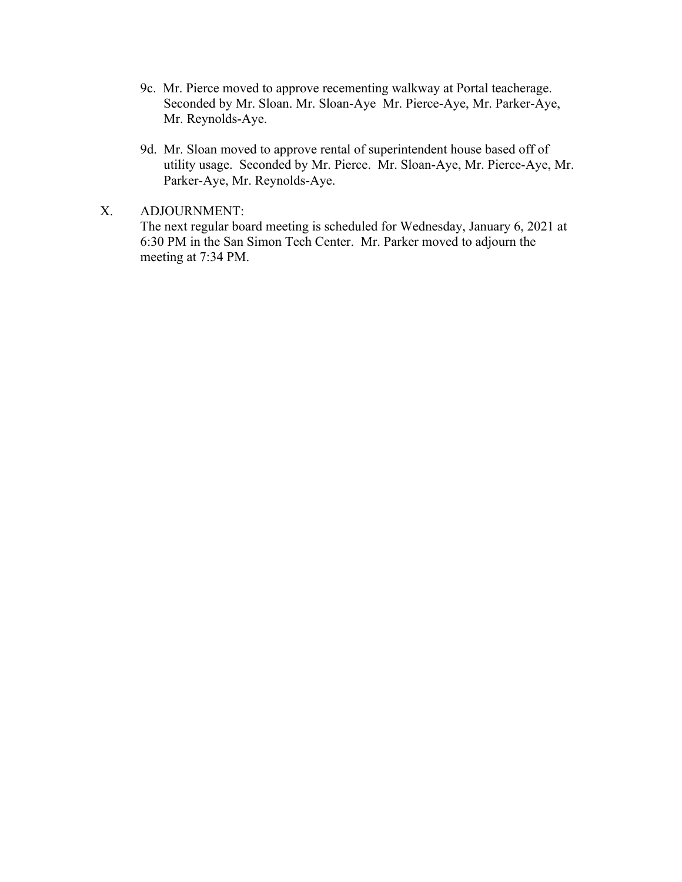9c. Mr. Pierce moved to approve recementing walkway at Portal teacherage. Seconded by Mr. Sloan. Mr. Sloan-Aye Mr. Pierce-Aye, Mr. Parker-Aye, Mr. Reynolds-Aye.

9d. Mr. Sloan moved to approve rental of superintendent house based off of utility usage. Seconded by Mr. Pierce. Mr. Sloan-Aye, Mr. Pierce-Aye, Mr. Parker-Aye, Mr. Reynolds-Aye.

X. ADJOURNMENT:

The next regular board meeting is scheduled for Wednesday, January 6, 2021 at 6:30 PM in the San Simon Tech Center. Mr. Parker moved to adjourn the meeting at 7:34 PM.